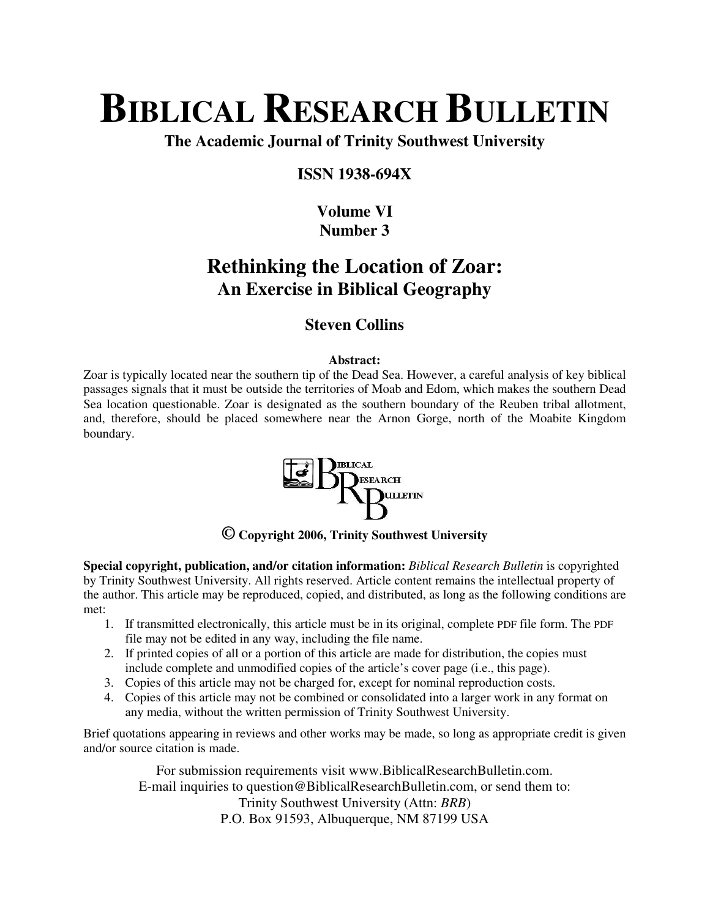# BIBLICAL RESEARCH BULLETIN

**The Academic Journal of Trinity Southwest University**

**ISSN 1938-694X**

**Volume VI**
**Number 3**

## Rethinking the Location of Zoar:
### An Exercise in Biblical Geography

**Steven Collins**

**Abstract:**

Zoar is typically located near the southern tip of the Dead Sea. However, a careful analysis of key biblical passages signals that it must be outside the territories of Moab and Edom, which makes the southern Dead Sea location questionable. Zoar is designated as the southern boundary of the Reuben tribal allotment, and, therefore, should be placed somewhere near the Arnon Gorge, north of the Moabite Kingdom boundary.

**© Copyright 2006, Trinity Southwest University**

**Special copyright, publication, and/or citation information:** *Biblical Research Bulletin* is copyrighted by Trinity Southwest University. All rights reserved. Article content remains the intellectual property of the author. This article may be reproduced, copied, and distributed, as long as the following conditions are met:

1. If transmitted electronically, this article must be in its original, complete PDF file form. The PDF file may not be edited in any way, including the file name.
2. If printed copies of all or a portion of this article are made for distribution, the copies must include complete and unmodified copies of the article's cover page (i.e., this page).
3. Copies of this article may not be charged for, except for nominal reproduction costs.
4. Copies of this article may not be combined or consolidated into a larger work in any format on any media, without the written permission of Trinity Southwest University.

Brief quotations appearing in reviews and other works may be made, so long as appropriate credit is given and/or source citation is made.

For submission requirements visit www.BiblicalResearchBulletin.com.
E-mail inquiries to question@BiblicalResearchBulletin.com, or send them to:
Trinity Southwest University (Attn: *BRB*)
P.O. Box 91593, Albuquerque, NM 87199 USA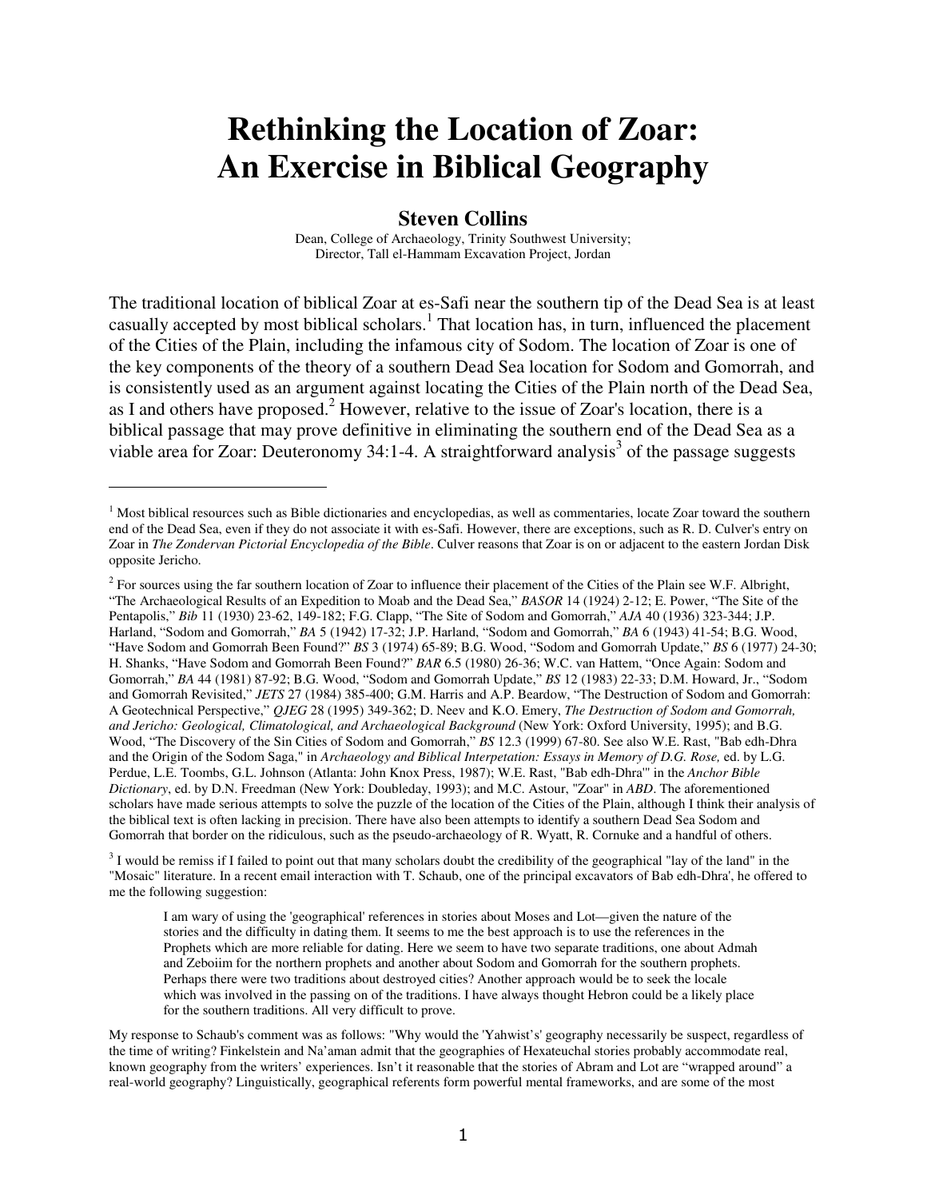# Rethinking the Location of Zoar: An Exercise in Biblical Geography

**Steven Collins**

Dean, College of Archaeology, Trinity Southwest University;
Director, Tall el-Hammam Excavation Project, Jordan

The traditional location of biblical Zoar at es-Safi near the southern tip of the Dead Sea is at least casually accepted by most biblical scholars.[1] That location has, in turn, influenced the placement of the Cities of the Plain, including the infamous city of Sodom. The location of Zoar is one of the key components of the theory of a southern Dead Sea location for Sodom and Gomorrah, and is consistently used as an argument against locating the Cities of the Plain north of the Dead Sea, as I and others have proposed.[2] However, relative to the issue of Zoar's location, there is a biblical passage that may prove definitive in eliminating the southern end of the Dead Sea as a viable area for Zoar: Deuteronomy 34:1-4. A straightforward analysis[3] of the passage suggests

---

[1] Most biblical resources such as Bible dictionaries and encyclopedias, as well as commentaries, locate Zoar toward the southern end of the Dead Sea, even if they do not associate it with es-Safi. However, there are exceptions, such as R. D. Culver's entry on Zoar in *The Zondervan Pictorial Encyclopedia of the Bible*. Culver reasons that Zoar is on or adjacent to the eastern Jordan Disk opposite Jericho.

[2] For sources using the far southern location of Zoar to influence their placement of the Cities of the Plain see W.F. Albright, "The Archaeological Results of an Expedition to Moab and the Dead Sea," *BASOR* 14 (1924) 2-12; E. Power, "The Site of the Pentapolis," *Bib* 11 (1930) 23-62, 149-182; F.G. Clapp, "The Site of Sodom and Gomorrah," *AJA* 40 (1936) 323-344; J.P. Harland, "Sodom and Gomorrah," *BA* 5 (1942) 17-32; J.P. Harland, "Sodom and Gomorrah," *BA* 6 (1943) 41-54; B.G. Wood, "Have Sodom and Gomorrah Been Found?" *BS* 3 (1974) 65-89; B.G. Wood, "Sodom and Gomorrah Update," *BS* 6 (1977) 24-30; H. Shanks, "Have Sodom and Gomorrah Been Found?" *BAR* 6.5 (1980) 26-36; W.C. van Hattem, "Once Again: Sodom and Gomorrah," *BA* 44 (1981) 87-92; B.G. Wood, "Sodom and Gomorrah Update," *BS* 12 (1983) 22-33; D.M. Howard, Jr., "Sodom and Gomorrah Revisited," *JETS* 27 (1984) 385-400; G.M. Harris and A.P. Beardow, "The Destruction of Sodom and Gomorrah: A Geotechnical Perspective," *QJEG* 28 (1995) 349-362; D. Neev and K.O. Emery, *The Destruction of Sodom and Gomorrah, and Jericho: Geological, Climatological, and Archaeological Background* (New York: Oxford University, 1995); and B.G. Wood, "The Discovery of the Sin Cities of Sodom and Gomorrah," *BS* 12.3 (1999) 67-80. See also W.E. Rast, "Bab edh-Dhra and the Origin of the Sodom Saga," in *Archaeology and Biblical Interpetation: Essays in Memory of D.G. Rose,* ed. by L.G. Perdue, L.E. Toombs, G.L. Johnson (Atlanta: John Knox Press, 1987); W.E. Rast, "Bab edh-Dhra'" in the *Anchor Bible Dictionary*, ed. by D.N. Freedman (New York: Doubleday, 1993); and M.C. Astour, "Zoar" in *ABD*. The aforementioned scholars have made serious attempts to solve the puzzle of the location of the Cities of the Plain, although I think their analysis of the biblical text is often lacking in precision. There have also been attempts to identify a southern Dead Sea Sodom and Gomorrah that border on the ridiculous, such as the pseudo-archaeology of R. Wyatt, R. Cornuke and a handful of others.

[3] I would be remiss if I failed to point out that many scholars doubt the credibility of the geographical "lay of the land" in the "Mosaic" literature. In a recent email interaction with T. Schaub, one of the principal excavators of Bab edh-Dhra', he offered to me the following suggestion:

> I am wary of using the 'geographical' references in stories about Moses and Lot—given the nature of the stories and the difficulty in dating them. It seems to me the best approach is to use the references in the Prophets which are more reliable for dating. Here we seem to have two separate traditions, one about Admah and Zeboiim for the northern prophets and another about Sodom and Gomorrah for the southern prophets. Perhaps there were two traditions about destroyed cities? Another approach would be to seek the locale which was involved in the passing on of the traditions. I have always thought Hebron could be a likely place for the southern traditions. All very difficult to prove.

My response to Schaub's comment was as follows: "Why would the 'Yahwist's' geography necessarily be suspect, regardless of the time of writing? Finkelstein and Na'aman admit that the geographies of Hexateuchal stories probably accommodate real, known geography from the writers' experiences. Isn't it reasonable that the stories of Abram and Lot are "wrapped around" a real-world geography? Linguistically, geographical referents form powerful mental frameworks, and are some of the most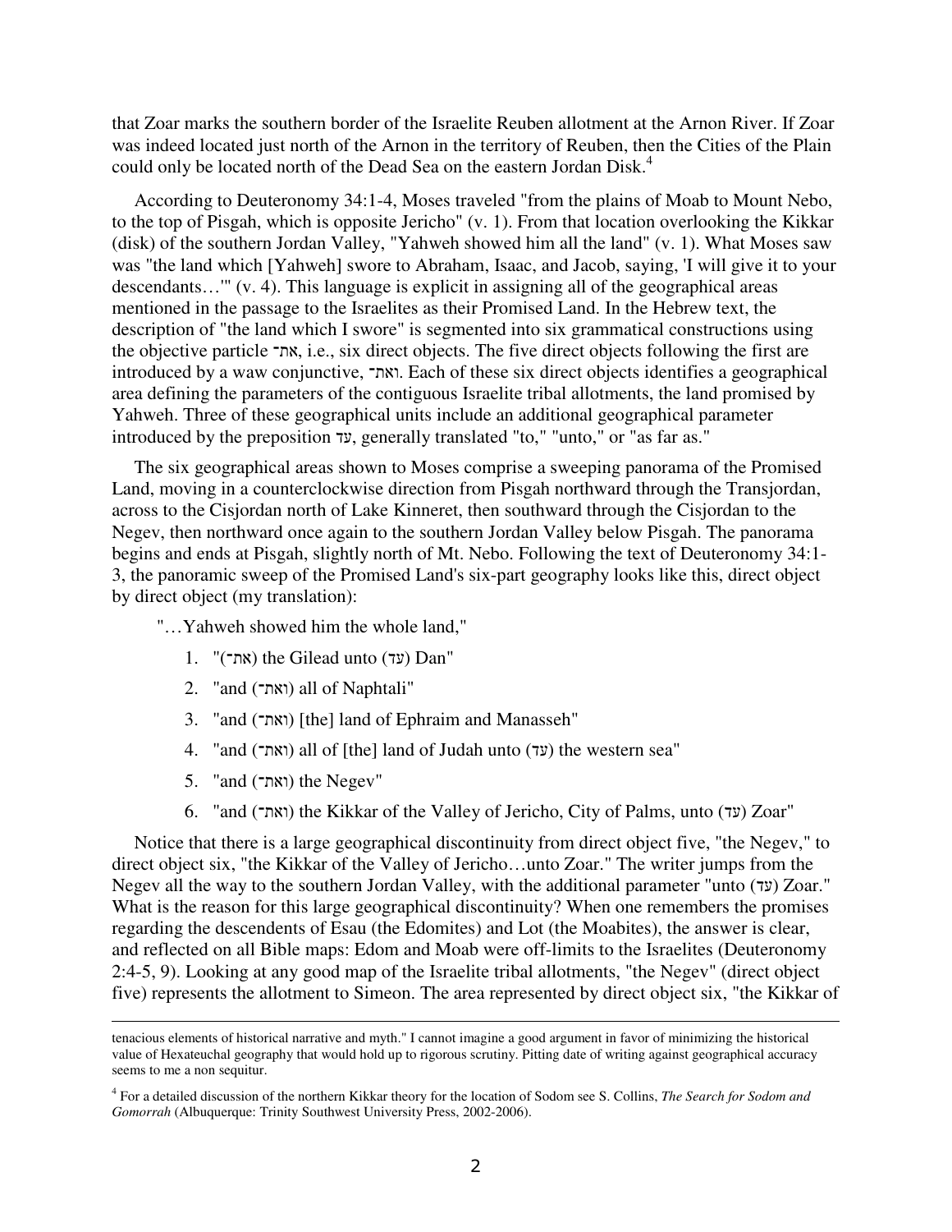that Zoar marks the southern border of the Israelite Reuben allotment at the Arnon River. If Zoar was indeed located just north of the Arnon in the territory of Reuben, then the Cities of the Plain could only be located north of the Dead Sea on the eastern Jordan Disk.[4]

According to Deuteronomy 34:1-4, Moses traveled "from the plains of Moab to Mount Nebo, to the top of Pisgah, which is opposite Jericho" (v. 1). From that location overlooking the Kikkar (disk) of the southern Jordan Valley, "Yahweh showed him all the land" (v. 1). What Moses saw was "the land which [Yahweh] swore to Abraham, Isaac, and Jacob, saying, 'I will give it to your descendants…'" (v. 4). This language is explicit in assigning all of the geographical areas mentioned in the passage to the Israelites as their Promised Land. In the Hebrew text, the description of "the land which I swore" is segmented into six grammatical constructions using the objective particle את־, i.e., six direct objects. The five direct objects following the first are introduced by a waw conjunctive, ואת־. Each of these six direct objects identifies a geographical area defining the parameters of the contiguous Israelite tribal allotments, the land promised by Yahweh. Three of these geographical units include an additional geographical parameter introduced by the preposition עד, generally translated "to," "unto," or "as far as."

The six geographical areas shown to Moses comprise a sweeping panorama of the Promised Land, moving in a counterclockwise direction from Pisgah northward through the Transjordan, across to the Cisjordan north of Lake Kinneret, then southward through the Cisjordan to the Negev, then northward once again to the southern Jordan Valley below Pisgah. The panorama begins and ends at Pisgah, slightly north of Mt. Nebo. Following the text of Deuteronomy 34:1-3, the panoramic sweep of the Promised Land's six-part geography looks like this, direct object by direct object (my translation):

"…Yahweh showed him the whole land,"

1. "(את־) the Gilead unto (עד) Dan"
2. "and (ואת־) all of Naphtali"
3. "and (ואת־) [the] land of Ephraim and Manasseh"
4. "and (ואת־) all of [the] land of Judah unto (עד) the western sea"
5. "and (ואת־) the Negev"
6. "and (ואת־) the Kikkar of the Valley of Jericho, City of Palms, unto (עד) Zoar"

Notice that there is a large geographical discontinuity from direct object five, "the Negev," to direct object six, "the Kikkar of the Valley of Jericho…unto Zoar." The writer jumps from the Negev all the way to the southern Jordan Valley, with the additional parameter "unto (עד) Zoar." What is the reason for this large geographical discontinuity? When one remembers the promises regarding the descendents of Esau (the Edomites) and Lot (the Moabites), the answer is clear, and reflected on all Bible maps: Edom and Moab were off-limits to the Israelites (Deuteronomy 2:4-5, 9). Looking at any good map of the Israelite tribal allotments, "the Negev" (direct object five) represents the allotment to Simeon. The area represented by direct object six, "the Kikkar of

---

tenacious elements of historical narrative and myth." I cannot imagine a good argument in favor of minimizing the historical value of Hexateuchal geography that would hold up to rigorous scrutiny. Pitting date of writing against geographical accuracy seems to me a non sequitur.

[4] For a detailed discussion of the northern Kikkar theory for the location of Sodom see S. Collins, *The Search for Sodom and Gomorrah* (Albuquerque: Trinity Southwest University Press, 2002-2006).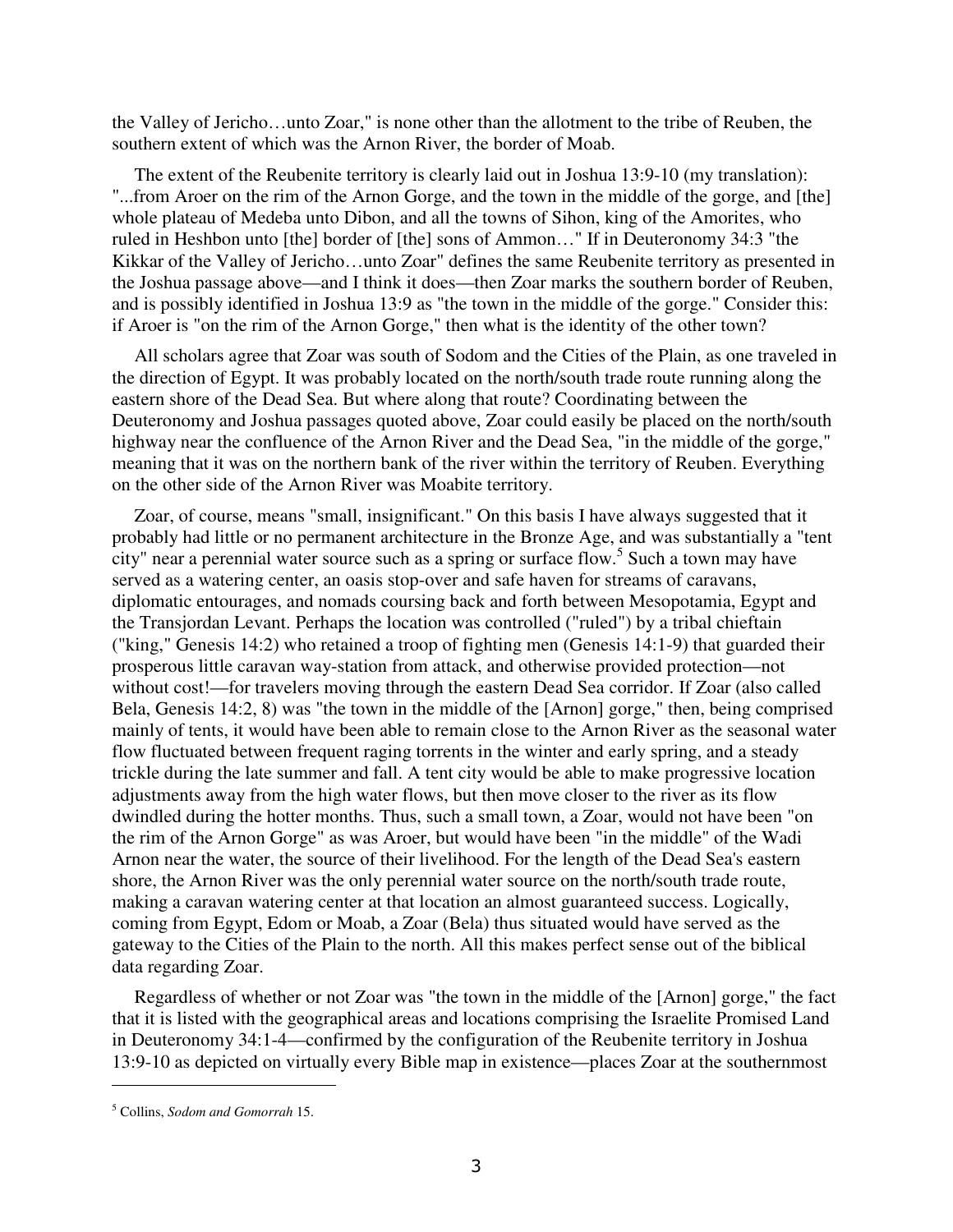the Valley of Jericho…unto Zoar," is none other than the allotment to the tribe of Reuben, the southern extent of which was the Arnon River, the border of Moab.

The extent of the Reubenite territory is clearly laid out in Joshua 13:9-10 (my translation): "...from Aroer on the rim of the Arnon Gorge, and the town in the middle of the gorge, and [the] whole plateau of Medeba unto Dibon, and all the towns of Sihon, king of the Amorites, who ruled in Heshbon unto [the] border of [the] sons of Ammon…" If in Deuteronomy 34:3 "the Kikkar of the Valley of Jericho…unto Zoar" defines the same Reubenite territory as presented in the Joshua passage above—and I think it does—then Zoar marks the southern border of Reuben, and is possibly identified in Joshua 13:9 as "the town in the middle of the gorge." Consider this: if Aroer is "on the rim of the Arnon Gorge," then what is the identity of the other town?

All scholars agree that Zoar was south of Sodom and the Cities of the Plain, as one traveled in the direction of Egypt. It was probably located on the north/south trade route running along the eastern shore of the Dead Sea. But where along that route? Coordinating between the Deuteronomy and Joshua passages quoted above, Zoar could easily be placed on the north/south highway near the confluence of the Arnon River and the Dead Sea, "in the middle of the gorge," meaning that it was on the northern bank of the river within the territory of Reuben. Everything on the other side of the Arnon River was Moabite territory.

Zoar, of course, means "small, insignificant." On this basis I have always suggested that it probably had little or no permanent architecture in the Bronze Age, and was substantially a "tent city" near a perennial water source such as a spring or surface flow.[5] Such a town may have served as a watering center, an oasis stop-over and safe haven for streams of caravans, diplomatic entourages, and nomads coursing back and forth between Mesopotamia, Egypt and the Transjordan Levant. Perhaps the location was controlled ("ruled") by a tribal chieftain ("king," Genesis 14:2) who retained a troop of fighting men (Genesis 14:1-9) that guarded their prosperous little caravan way-station from attack, and otherwise provided protection—not without cost!—for travelers moving through the eastern Dead Sea corridor. If Zoar (also called Bela, Genesis 14:2, 8) was "the town in the middle of the [Arnon] gorge," then, being comprised mainly of tents, it would have been able to remain close to the Arnon River as the seasonal water flow fluctuated between frequent raging torrents in the winter and early spring, and a steady trickle during the late summer and fall. A tent city would be able to make progressive location adjustments away from the high water flows, but then move closer to the river as its flow dwindled during the hotter months. Thus, such a small town, a Zoar, would not have been "on the rim of the Arnon Gorge" as was Aroer, but would have been "in the middle" of the Wadi Arnon near the water, the source of their livelihood. For the length of the Dead Sea's eastern shore, the Arnon River was the only perennial water source on the north/south trade route, making a caravan watering center at that location an almost guaranteed success. Logically, coming from Egypt, Edom or Moab, a Zoar (Bela) thus situated would have served as the gateway to the Cities of the Plain to the north. All this makes perfect sense out of the biblical data regarding Zoar.

Regardless of whether or not Zoar was "the town in the middle of the [Arnon] gorge," the fact that it is listed with the geographical areas and locations comprising the Israelite Promised Land in Deuteronomy 34:1-4—confirmed by the configuration of the Reubenite territory in Joshua 13:9-10 as depicted on virtually every Bible map in existence—places Zoar at the southernmost

---

[5] Collins, *Sodom and Gomorrah* 15.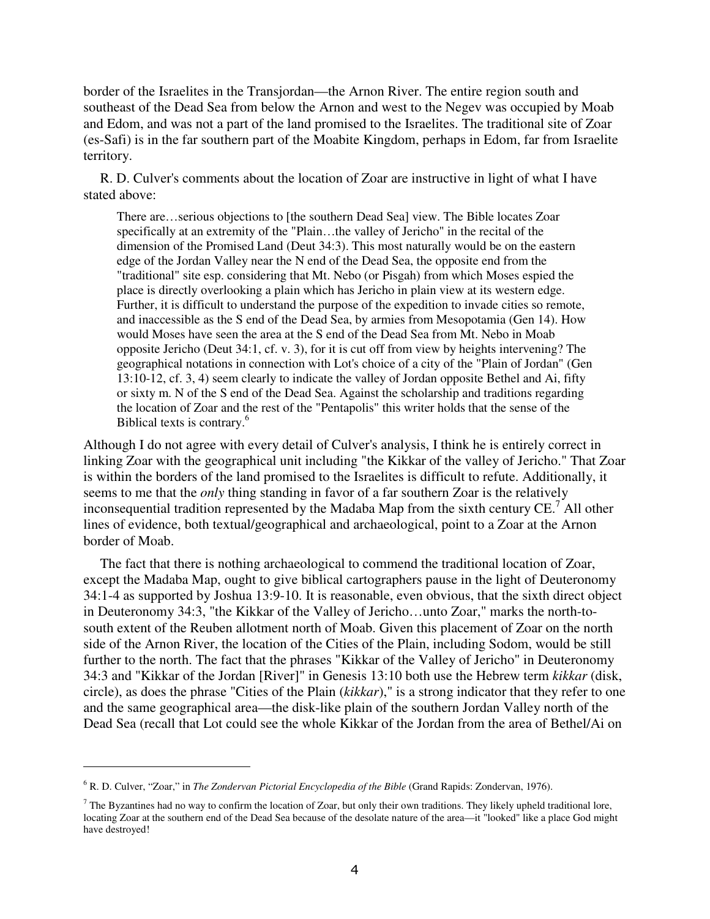border of the Israelites in the Transjordan—the Arnon River. The entire region south and southeast of the Dead Sea from below the Arnon and west to the Negev was occupied by Moab and Edom, and was not a part of the land promised to the Israelites. The traditional site of Zoar (es-Safi) is in the far southern part of the Moabite Kingdom, perhaps in Edom, far from Israelite territory.

R. D. Culver's comments about the location of Zoar are instructive in light of what I have stated above:

> There are…serious objections to [the southern Dead Sea] view. The Bible locates Zoar specifically at an extremity of the "Plain…the valley of Jericho" in the recital of the dimension of the Promised Land (Deut 34:3). This most naturally would be on the eastern edge of the Jordan Valley near the N end of the Dead Sea, the opposite end from the "traditional" site esp. considering that Mt. Nebo (or Pisgah) from which Moses espied the place is directly overlooking a plain which has Jericho in plain view at its western edge. Further, it is difficult to understand the purpose of the expedition to invade cities so remote, and inaccessible as the S end of the Dead Sea, by armies from Mesopotamia (Gen 14). How would Moses have seen the area at the S end of the Dead Sea from Mt. Nebo in Moab opposite Jericho (Deut 34:1, cf. v. 3), for it is cut off from view by heights intervening? The geographical notations in connection with Lot's choice of a city of the "Plain of Jordan" (Gen 13:10-12, cf. 3, 4) seem clearly to indicate the valley of Jordan opposite Bethel and Ai, fifty or sixty m. N of the S end of the Dead Sea. Against the scholarship and traditions regarding the location of Zoar and the rest of the "Pentapolis" this writer holds that the sense of the Biblical texts is contrary.[6]

Although I do not agree with every detail of Culver's analysis, I think he is entirely correct in linking Zoar with the geographical unit including "the Kikkar of the valley of Jericho." That Zoar is within the borders of the land promised to the Israelites is difficult to refute. Additionally, it seems to me that the *only* thing standing in favor of a far southern Zoar is the relatively inconsequential tradition represented by the Madaba Map from the sixth century CE.[7] All other lines of evidence, both textual/geographical and archaeological, point to a Zoar at the Arnon border of Moab.

The fact that there is nothing archaeological to commend the traditional location of Zoar, except the Madaba Map, ought to give biblical cartographers pause in the light of Deuteronomy 34:1-4 as supported by Joshua 13:9-10. It is reasonable, even obvious, that the sixth direct object in Deuteronomy 34:3, "the Kikkar of the Valley of Jericho…unto Zoar," marks the north-to-south extent of the Reuben allotment north of Moab. Given this placement of Zoar on the north side of the Arnon River, the location of the Cities of the Plain, including Sodom, would be still further to the north. The fact that the phrases "Kikkar of the Valley of Jericho" in Deuteronomy 34:3 and "Kikkar of the Jordan [River]" in Genesis 13:10 both use the Hebrew term *kikkar* (disk, circle), as does the phrase "Cities of the Plain (*kikkar*)," is a strong indicator that they refer to one and the same geographical area—the disk-like plain of the southern Jordan Valley north of the Dead Sea (recall that Lot could see the whole Kikkar of the Jordan from the area of Bethel/Ai on

---

[6] R. D. Culver, "Zoar," in *The Zondervan Pictorial Encyclopedia of the Bible* (Grand Rapids: Zondervan, 1976).

[7] The Byzantines had no way to confirm the location of Zoar, but only their own traditions. They likely upheld traditional lore, locating Zoar at the southern end of the Dead Sea because of the desolate nature of the area—it "looked" like a place God might have destroyed!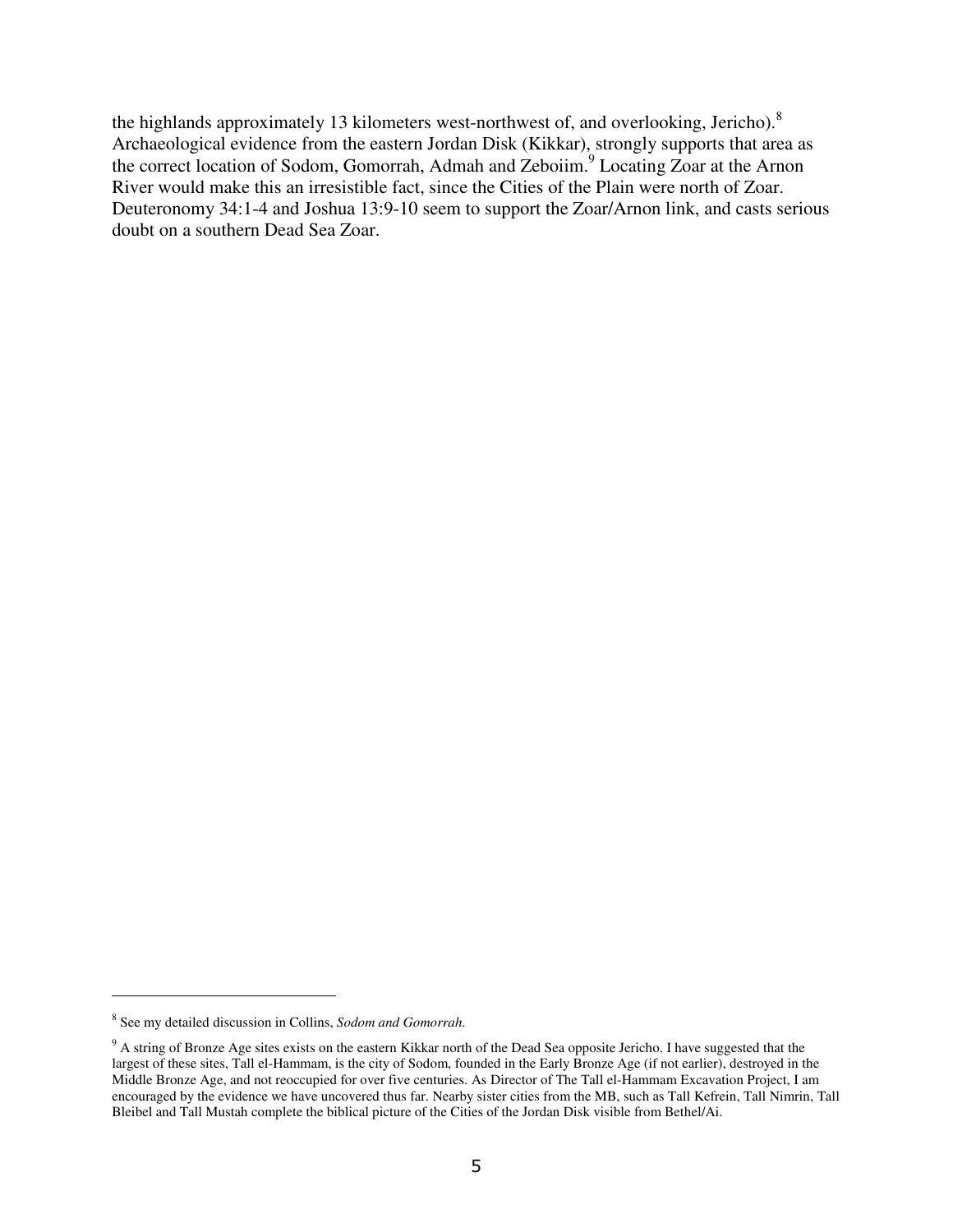the highlands approximately 13 kilometers west-northwest of, and overlooking, Jericho).[8] Archaeological evidence from the eastern Jordan Disk (Kikkar), strongly supports that area as the correct location of Sodom, Gomorrah, Admah and Zeboiim.[9] Locating Zoar at the Arnon River would make this an irresistible fact, since the Cities of the Plain were north of Zoar. Deuteronomy 34:1-4 and Joshua 13:9-10 seem to support the Zoar/Arnon link, and casts serious doubt on a southern Dead Sea Zoar.

---

[8] See my detailed discussion in Collins, *Sodom and Gomorrah*.

[9] A string of Bronze Age sites exists on the eastern Kikkar north of the Dead Sea opposite Jericho. I have suggested that the largest of these sites, Tall el-Hammam, is the city of Sodom, founded in the Early Bronze Age (if not earlier), destroyed in the Middle Bronze Age, and not reoccupied for over five centuries. As Director of The Tall el-Hammam Excavation Project, I am encouraged by the evidence we have uncovered thus far. Nearby sister cities from the MB, such as Tall Kefrein, Tall Nimrin, Tall Bleibel and Tall Mustah complete the biblical picture of the Cities of the Jordan Disk visible from Bethel/Ai.